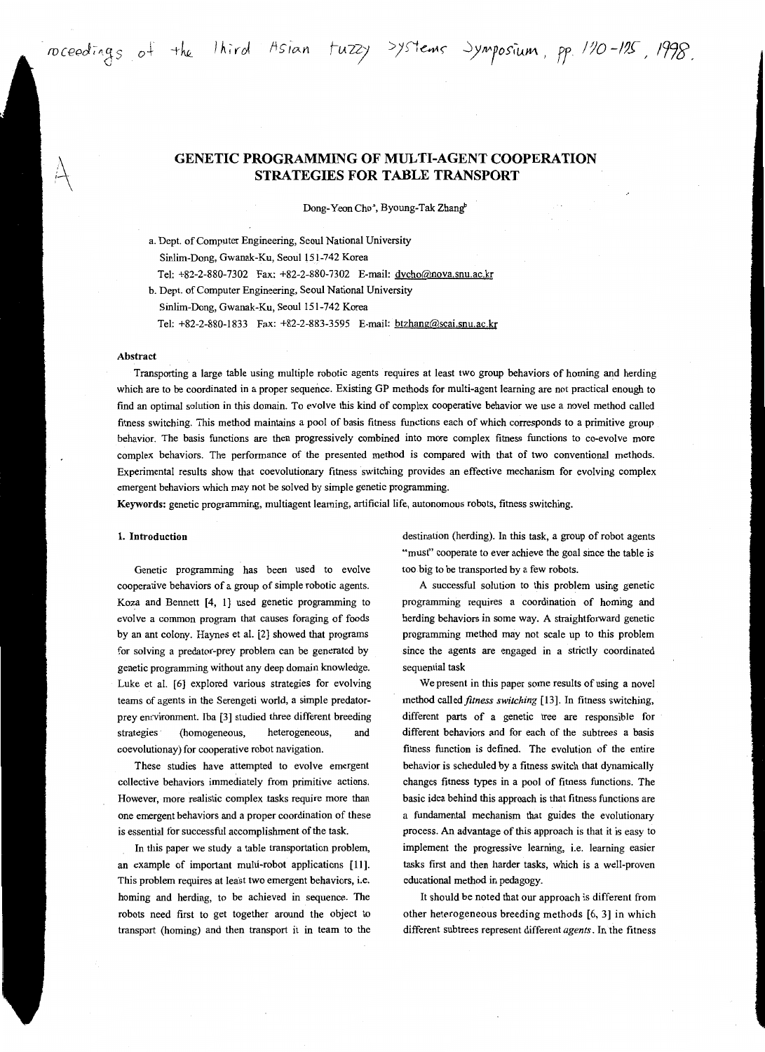# GENETIC PROGRAMMING OF MULTI-AGENT COOPERATION STRATEGIES FOR TABLE TRANSPORT

Dong-Yeon Cho[a], Byoung-Tak Zhang[b]

a. Dept. of Computer Engineering, Seoul National University
Sinlim-Dong, Gwanak-Ku, Seoul 151-742 Korea
Tel: +82-2-880-7302 Fax: +82-2-880-7302 E-mail: dycho@nova.snu.ac.kr

b. Dept. of Computer Engineering, Seoul National University
Sinlim-Dong, Gwanak-Ku, Seoul 151-742 Korea
Tel: +82-2-880-1833 Fax: +82-2-883-3595 E-mail: btzhang@scai.snu.ac.kr

### Abstract

Transporting a large table using multiple robotic agents requires at least two group behaviors of homing and herding which are to be coordinated in a proper sequence. Existing GP methods for multi-agent learning are not practical enough to find an optimal solution in this domain. To evolve this kind of complex cooperative behavior we use a novel method called fitness switching. This method maintains a pool of basis fitness functions each of which corresponds to a primitive group behavior. The basis functions are then progressively combined into more complex fitness functions to co-evolve more complex behaviors. The performance of the presented method is compared with that of two conventional methods. Experimental results show that coevolutionary fitness switching provides an effective mechanism for evolving complex emergent behaviors which may not be solved by simple genetic programming.

**Keywords:** genetic programming, multiagent learning, artificial life, autonomous robots, fitness switching.

## 1. Introduction

Genetic programming has been used to evolve cooperative behaviors of a group of simple robotic agents. Koza and Bennett [4, 1] used genetic programming to evolve a common program that causes foraging of foods by an ant colony. Haynes et al. [2] showed that programs for solving a predator-prey problem can be generated by genetic programming without any deep domain knowledge. Luke et al. [6] explored various strategies for evolving teams of agents in the Serengeti world, a simple predator-prey environment. Iba [3] studied three different breeding strategies (homogeneous, heterogeneous, and coevolutionay) for cooperative robot navigation.

These studies have attempted to evolve emergent collective behaviors immediately from primitive actions. However, more realistic complex tasks require more than one emergent behaviors and a proper coordination of these is essential for successful accomplishment of the task.

In this paper we study a table transportation problem, an example of important multi-robot applications [11]. This problem requires at least two emergent behaviors, i.e. homing and herding, to be achieved in sequence. The robots need first to get together around the object to transport (homing) and then transport it in team to the destination (herding). In this task, a group of robot agents "must" cooperate to ever achieve the goal since the table is too big to be transported by a few robots.

A successful solution to this problem using genetic programming requires a coordination of homing and herding behaviors in some way. A straightforward genetic programming method may not scale up to this problem since the agents are engaged in a strictly coordinated sequential task

We present in this paper some results of using a novel method called *fitness switching* [13]. In fitness switching, different parts of a genetic tree are responsible for different behaviors and for each of the subtrees a basis fitness function is defined. The evolution of the entire behavior is scheduled by a fitness switch that dynamically changes fitness types in a pool of fitness functions. The basic idea behind this approach is that fitness functions are a fundamental mechanism that guides the evolutionary process. An advantage of this approach is that it is easy to implement the progressive learning, i.e. learning easier tasks first and then harder tasks, which is a well-proven educational method in pedagogy.

It should be noted that our approach is different from other heterogeneous breeding methods [6, 3] in which different subtrees represent different *agents*. In the fitness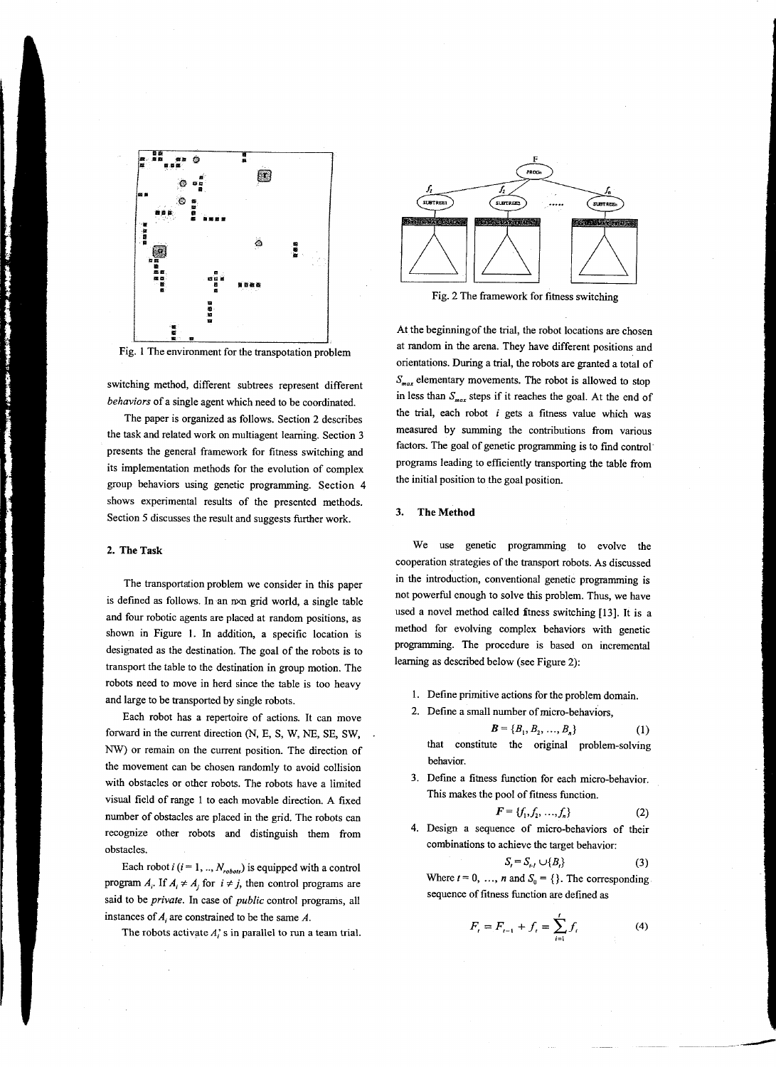Fig. 1 The environment for the transpotation problem

switching method, different subtrees represent different *behaviors* of a single agent which need to be coordinated.

The paper is organized as follows. Section 2 describes the task and related work on multiagent learning. Section 3 presents the general framework for fitness switching and its implementation methods for the evolution of complex group behaviors using genetic programming. Section 4 shows experimental results of the presented methods. Section 5 discusses the result and suggests further work.

## 2. The Task

The transportation problem we consider in this paper is defined as follows. In an nxn grid world, a single table and four robotic agents are placed at random positions, as shown in Figure 1. In addition, a specific location is designated as the destination. The goal of the robots is to transport the table to the destination in group motion. The robots need to move in herd since the table is too heavy and large to be transported by single robots.

Each robot has a repertoire of actions. It can move forward in the current direction (N, E, S, W, NE, SE, SW, NW) or remain on the current position. The direction of the movement can be chosen randomly to avoid collision with obstacles or other robots. The robots have a limited visual field of range 1 to each movable direction. A fixed number of obstacles are placed in the grid. The robots can recognize other robots and distinguish them from obstacles.

Each robot $i$ ($i = 1, .., N_{robots}$) is equipped with a control program $A_i$. If $A_i \neq A_j$ for $i \neq j$, then control programs are said to be *private*. In case of *public* control programs, all instances of $A_i$ are constrained to be the same $A$.

The robots activate $A_i$'s in parallel to run a team trial.

Fig. 2 The framework for fitness switching

At the beginning of the trial, the robot locations are chosen at random in the arena. They have different positions and orientations. During a trial, the robots are granted a total of $S_{max}$ elementary movements. The robot is allowed to stop in less than $S_{max}$ steps if it reaches the goal. At the end of the trial, each robot $i$ gets a fitness value which was measured by summing the contributions from various factors. The goal of genetic programming is to find control programs leading to efficiently transporting the table from the initial position to the goal position.

## 3. The Method

We use genetic programming to evolve the cooperation strategies of the transport robots. As discussed in the introduction, conventional genetic programming is not powerful enough to solve this problem. Thus, we have used a novel method called fitness switching [13]. It is a method for evolving complex behaviors with genetic programming. The procedure is based on incremental learning as described below (see Figure 2):

1. Define primitive actions for the problem domain.
2. Define a small number of micro-behaviors,
$$\mathbf{B} = \{B_1, B_2, \ldots, B_n\} \tag{1}$$
that constitute the original problem-solving behavior.
3. Define a fitness function for each micro-behavior. This makes the pool of fitness function.
$$\mathbf{F} = \{f_1, f_2, \ldots, f_n\} \tag{2}$$
4. Design a sequence of micro-behaviors of their combinations to achieve the target behavior:
$$S_t = S_{t-1} \cup \{B_t\} \tag{3}$$
Where $t = 0, \ldots, n$ and $S_0 = \{\}$. The corresponding sequence of fitness function are defined as
$$F_t = F_{t-1} + f_t = \sum_{i=1}^{t} f_i \tag{4}$$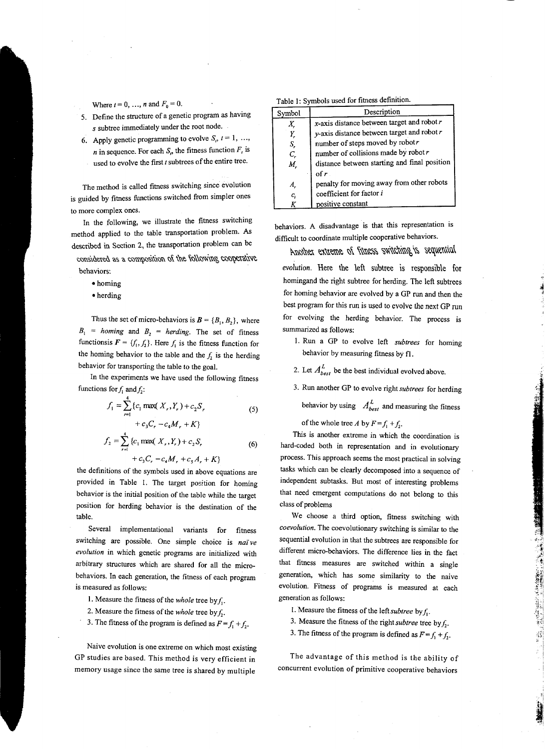Where $t = 0, \ldots, n$ and $F_0 = 0$.

5. Define the structure of a genetic program as having $s$ subtree immediately under the root node.
6. Apply genetic programming to evolve $S_t$, $t = 1, \ldots, n$ in sequence. For each $S_t$, the fitness function $F_t$ is used to evolve the first $t$ subtrees of the entire tree.

The method is called fitness switching since evolution is guided by fitness functions switched from simpler ones to more complex ones.

In the following, we illustrate the fitness switching method applied to the table transportation problem. As described in Section 2, the transportation problem can be considered as a composition of the following cooperative behaviors:

- homing
- herding

Thus the set of micro-behaviors is $B = \{B_1, B_2\}$, where $B_1$ = *homing* and $B_2$ = *herding*. The set of fitness functionsis $F = \{f_1, f_2\}$. Here $f_1$ is the fitness function for the homing behavior to the table and the $f_2$ is the herding behavior for transporting the table to the goal.

In the experiments we have used the following fitness functions for $f_1$ and $f_2$:

$$f_1 = \sum_{r=1}^{4} \{c_1 \max(X_r, Y_r) + c_2 S_r + c_3 C_r - c_4 M_r + K\} \tag{5}$$

$$f_2 = \sum_{r=1}^{4} \{c_1 \max(X_r, Y_r) + c_2 S_r + c_3 C_r - c_4 M_r + c_5 A_r + K\} \tag{6}$$

the definitions of the symbols used in above equations are provided in Table 1. The target position for homing behavior is the initial position of the table while the target position for herding behavior is the destination of the table.

Several implementational variants for fitness switching are possible. One simple choice is *naïve evolution* in which genetic programs are initialized with arbitrary structures which are shared for all the micro-behaviors. In each generation, the fitness of each program is measured as follows:

1. Measure the fitness of the *whole* tree by $f_1$.
2. Measure the fitness of the *whole* tree by $f_2$.
3. The fitness of the program is defined as $F = f_1 + f_2$.

Naive evolution is one extreme on which most existing GP studies are based. This method is very efficient in memory usage since the same tree is shared by multiple behaviors. A disadvantage is that this representation is difficult to coordinate multiple cooperative behaviors.

Table 1: Symbols used for fitness definition.

| Symbol | Description |
|---|---|
| $X_r$ | x-axis distance between target and robot $r$ |
| $Y_r$ | y-axis distance between target and robot $r$ |
| $S_r$ | number of steps moved by robot $r$ |
| $C_r$ | number of collisions made by robot $r$ |
| $M_r$ | distance between starting and final position of $r$ |
| $A_r$ | penalty for moving away from other robots |
| $c_i$ | coefficient for factor $i$ |
| $K$ | positive constant |

Another extreme of fitness switching is *sequential evolution*. Here the left subtree is responsible for homingand the right subtree for herding. The left subtrees for homing behavior are evolved by a GP run and then the best program for this run is used to evolve the next GP run for evolving the herding behavior. The process is summarized as follows:

1. Run a GP to evolve left *subtrees* for homing behavior by measuring fitness by f1.
2. Let $A^L_{best}$ be the best individual evolved above.
3. Run another GP to evolve right *subtrees* for herding behavior by using $A^L_{best}$ and measuring the fitness of the whole tree $A$ by $F = f_1 + f_2$.

This is another extreme in which the coordination is hard-coded both in representation and in evolutionary process. This approach seems the most practical in solving tasks which can be clearly decomposed into a sequence of independent subtasks. But most of interesting problems that need emergent computations do not belong to this class of problems

We choose a third option, fitness switching with *coevolution*. The coevolutionary switching is similar to the sequential evolution in that the subtrees are responsible for different micro-behaviors. The difference lies in the fact that fitness measures are switched within a single generation, which has some similarity to the naive evolution. Fitness of programs is measured at each generation as follows:

1. Measure the fitness of the left *subtree* by $f_1$.
3. Measure the fitness of the right *subtree* tree by $f_2$.
3. The fitness of the program is defined as $F = f_1 + f_2$.

The advantage of this method is the ability of concurrent evolution of primitive cooperative behaviors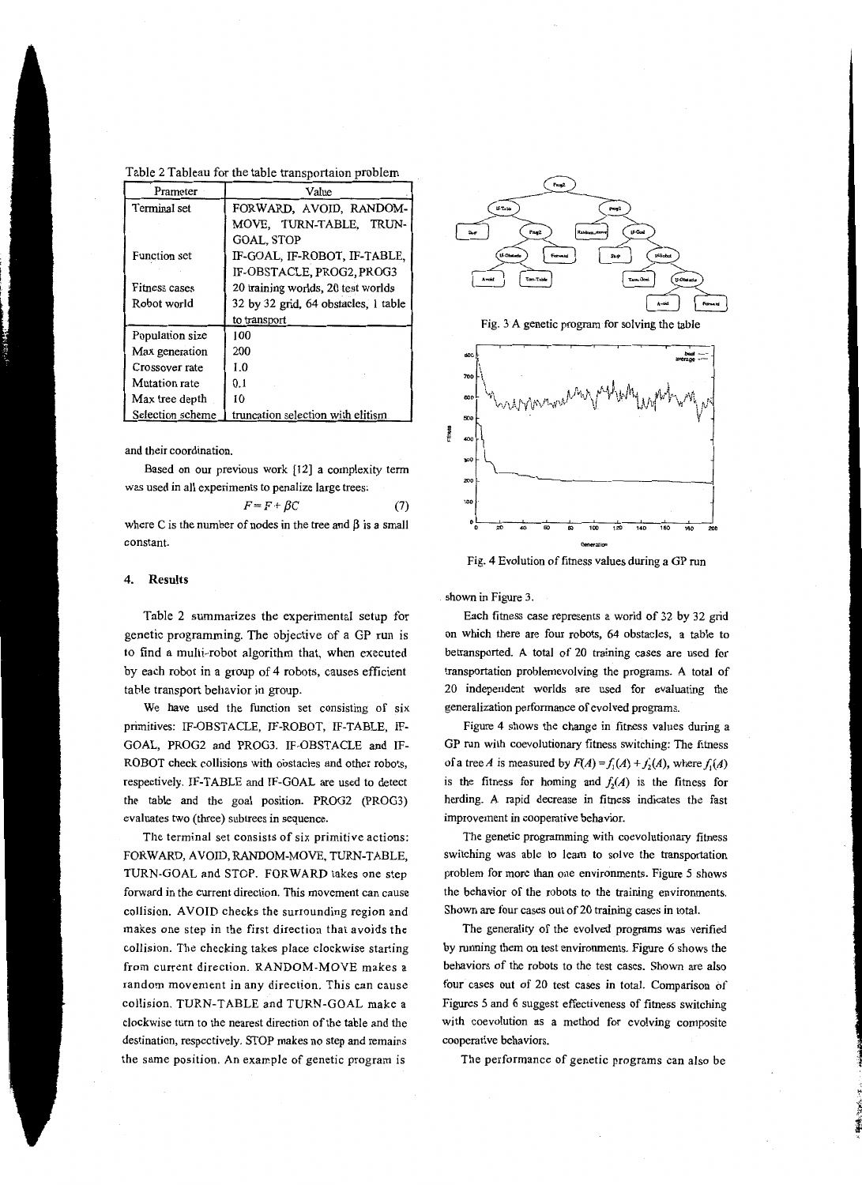Table 2 Tableau for the table transportaion problem

| Prameter | Value |
|---|---|
| Terminal set | FORWARD, AVOID, RANDOM-MOVE, TURN-TABLE, TRUN-GOAL, STOP |
| Function set | IF-GOAL, IF-ROBOT, IF-TABLE, IF-OBSTACLE, PROG2, PROG3 |
| Fitness cases | 20 training worlds, 20 test worlds |
| Robot world | 32 by 32 grid, 64 obstacles, 1 table to transport |
| Population size | 100 |
| Max generation | 200 |
| Crossover rate | 1.0 |
| Mutation rate | 0.1 |
| Max tree depth | 10 |
| Selection scheme | truncation selection with elitism |

and their coordination.

Based on our previous work [12] a complexity term was used in all experiments to penalize large trees:

$$F = F + \beta C \tag{7}$$

where C is the number of nodes in the tree and $\beta$ is a small constant.

## 4. Results

Table 2 summarizes the experimental setup for genetic programming. The objective of a GP run is to find a multi-robot algorithm that, when executed by each robot in a group of 4 robots, causes efficient table transport behavior in group.

We have used the function set consisting of six primitives: IF-OBSTACLE, IF-ROBOT, IF-TABLE, IF-GOAL, PROG2 and PROG3. IF-OBSTACLE and IF-ROBOT check collisions with obstacles and other robots, respectively. IF-TABLE and IF-GOAL are used to detect the table and the goal position. PROG2 (PROG3) evaluates two (three) subtrees in sequence.

The terminal set consists of six primitive actions: FORWARD, AVOID, RANDOM-MOVE, TURN-TABLE, TURN-GOAL and STOP. FORWARD takes one step forward in the current direction. This movement can cause collision. AVOID checks the surrounding region and makes one step in the first direction that avoids the collision. The checking takes place clockwise starting from current direction. RANDOM-MOVE makes a random movement in any direction. This can cause collision. TURN-TABLE and TURN-GOAL make a clockwise turn to the nearest direction of the table and the destination, respectively. STOP makes no step and remains the same position. An example of genetic program is shown in Figure 3.

Fig. 3 A genetic program for solving the table

Fig. 4 Evolution of fitness values during a GP run

Each fitness case represents a world of 32 by 32 grid on which there are four robots, 64 obstacles, a table to betransported. A total of 20 training cases are used for transportation problemevolving the programs. A total of 20 independent worlds are used for evaluating the generalization performance of evolved programs.

Figure 4 shows the change in fitness values during a GP run with coevolutionary fitness switching: The fitness of a tree $A$ is measured by $F(A) = f_1(A) + f_2(A)$, where $f_1(A)$ is the fitness for homing and $f_2(A)$ is the fitness for herding. A rapid decrease in fitness indicates the fast improvement in cooperative behavior.

The genetic programming with coevolutionary fitness switching was able to learn to solve the transportation problem for more than one environments. Figure 5 shows the behavior of the robots to the training environments. Shown are four cases out of 20 training cases in total.

The generality of the evolved programs was verified by running them on test environments. Figure 6 shows the behaviors of the robots to the test cases. Shown are also four cases out of 20 test cases in total. Comparison of Figures 5 and 6 suggest effectiveness of fitness switching with coevolution as a method for evolving composite cooperative behaviors.

The performance of genetic programs can also be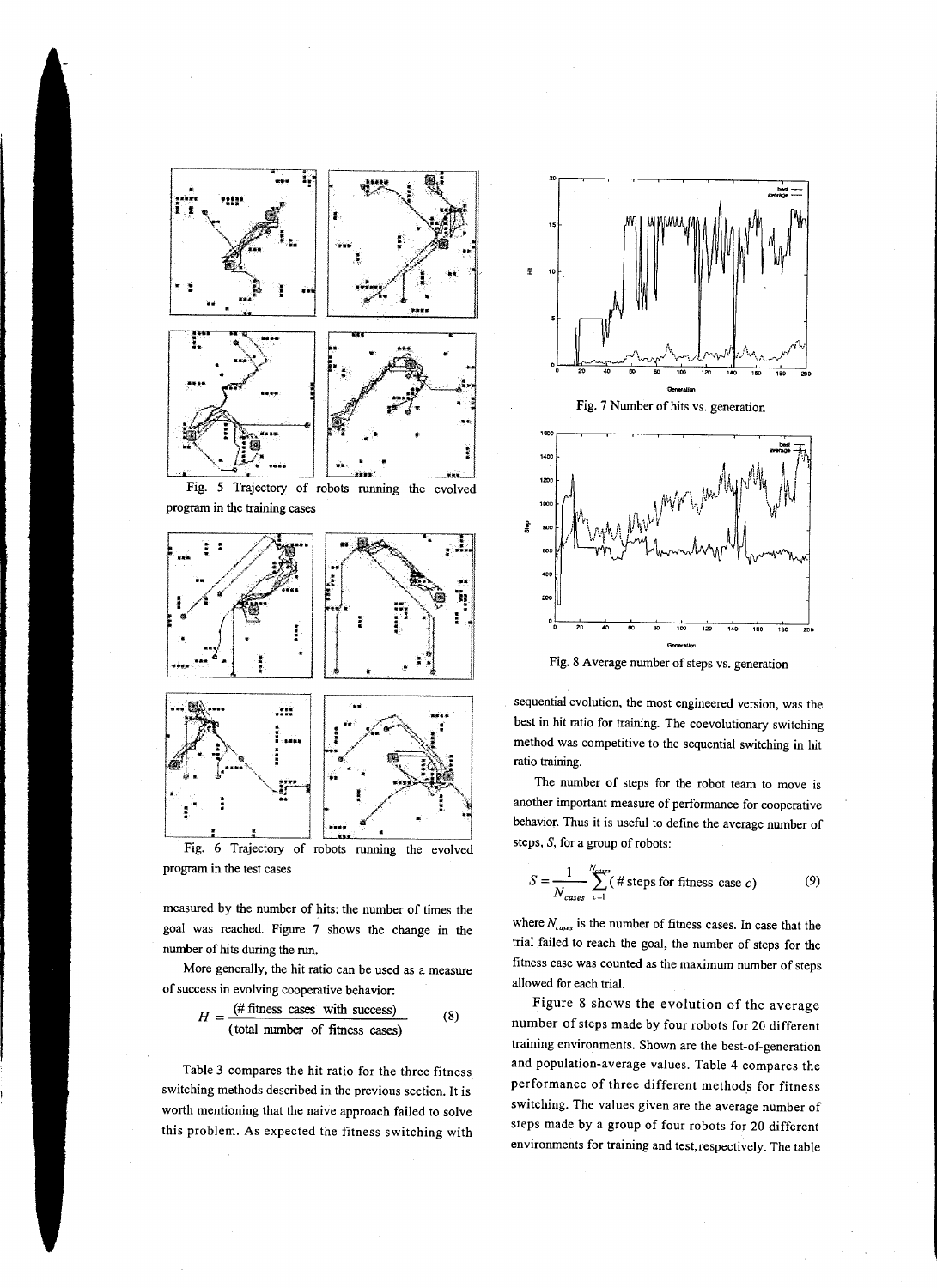Fig. 5 Trajectory of robots running the evolved program in the training cases

Fig. 6 Trajectory of robots running the evolved program in the test cases

measured by the number of hits: the number of times the goal was reached. Figure 7 shows the change in the number of hits during the run.

More generally, the hit ratio can be used as a measure of success in evolving cooperative behavior:

$$H = \frac{(\text{\# fitness cases with success})}{(\text{total number of fitness cases})} \qquad (8)$$

Table 3 compares the hit ratio for the three fitness switching methods described in the previous section. It is worth mentioning that the naive approach failed to solve this problem. As expected the fitness switching with sequential evolution, the most engineered version, was the best in hit ratio for training. The coevolutionary switching method was competitive to the sequential switching in hit ratio training.

Fig. 7 Number of hits vs. generation

Fig. 8 Average number of steps vs. generation

The number of steps for the robot team to move is another important measure of performance for cooperative behavior. Thus it is useful to define the average number of steps, $S$, for a group of robots:

$$S = \frac{1}{N_{cases}} \sum_{c=1}^{N_{cases}} (\text{\# steps for fitness case } c) \qquad (9)$$

where $N_{cases}$ is the number of fitness cases. In case that the trial failed to reach the goal, the number of steps for the fitness case was counted as the maximum number of steps allowed for each trial.

Figure 8 shows the evolution of the average number of steps made by four robots for 20 different training environments. Shown are the best-of-generation and population-average values. Table 4 compares the performance of three different methods for fitness switching. The values given are the average number of steps made by a group of four robots for 20 different environments for training and test, respectively. The table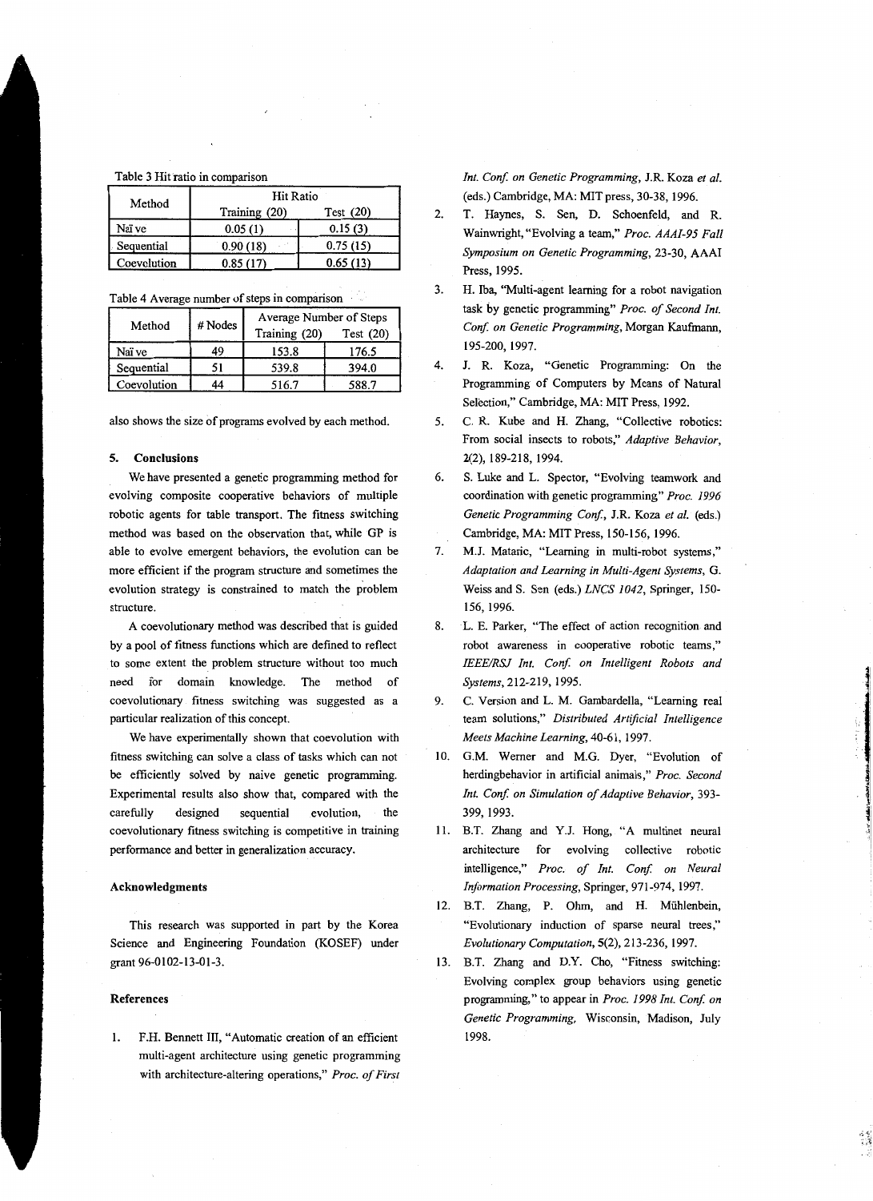Table 3 Hit ratio in comparison

| Method | Hit Ratio | |
|---|---|---|
| | Training (20) | Test (20) |
| Naïve | 0.05 (1) | 0.15 (3) |
| Sequential | 0.90 (18) | 0.75 (15) |
| Coevolution | 0.85 (17) | 0.65 (13) |

Table 4 Average number of steps in comparison

| Method | # Nodes | Average Number of Steps | |
|---|---|---|---|
| | | Training (20) | Test (20) |
| Naïve | 49 | 153.8 | 176.5 |
| Sequential | 51 | 539.8 | 394.0 |
| Coevolution | 44 | 516.7 | 588.7 |

also shows the size of programs evolved by each method.

## 5. Conclusions

We have presented a genetic programming method for evolving composite cooperative behaviors of multiple robotic agents for table transport. The fitness switching method was based on the observation that, while GP is able to evolve emergent behaviors, the evolution can be more efficient if the program structure and sometimes the evolution strategy is constrained to match the problem structure.

A coevolutionary method was described that is guided by a pool of fitness functions which are defined to reflect to some extent the problem structure without too much need for domain knowledge. The method of coevolutionary fitness switching was suggested as a particular realization of this concept.

We have experimentally shown that coevolution with fitness switching can solve a class of tasks which can not be efficiently solved by naive genetic programming. Experimental results also show that, compared with the carefully designed sequential evolution, the coevolutionary fitness switching is competitive in training performance and better in generalization accuracy.

### Acknowledgments

This research was supported in part by the Korea Science and Engineering Foundation (KOSEF) under grant 96-0102-13-01-3.

### References

1. F.H. Bennett III, "Automatic creation of an efficient multi-agent architecture using genetic programming with architecture-altering operations," *Proc. of First Int. Conf. on Genetic Programming*, J.R. Koza *et al.* (eds.) Cambridge, MA: MIT press, 30-38, 1996.
2. T. Haynes, S. Sen, D. Schoenfeld, and R. Wainwright, "Evolving a team," *Proc. AAAI-95 Fall Symposium on Genetic Programming*, 23-30, AAAI Press, 1995.
3. H. Iba, "Multi-agent learning for a robot navigation task by genetic programming" *Proc. of Second Int. Conf. on Genetic Programming*, Morgan Kaufmann, 195-200, 1997.
4. J. R. Koza, "Genetic Programming: On the Programming of Computers by Means of Natural Selection," Cambridge, MA: MIT Press, 1992.
5. C. R. Kube and H. Zhang, "Collective robotics: From social insects to robots," *Adaptive Behavior*, 2(2), 189-218, 1994.
6. S. Luke and L. Spector, "Evolving teamwork and coordination with genetic programming" *Proc. 1996 Genetic Programming Conf.*, J.R. Koza *et al.* (eds.) Cambridge, MA: MIT Press, 150-156, 1996.
7. M.J. Mataric, "Learning in multi-robot systems," *Adaptation and Learning in Multi-Agent Systems*, G. Weiss and S. Sen (eds.) *LNCS 1042*, Springer, 150-156, 1996.
8. L. E. Parker, "The effect of action recognition and robot awareness in cooperative robotic teams," *IEEE/RSJ Int. Conf. on Intelligent Robots and Systems*, 212-219, 1995.
9. C. Version and L. M. Gambardella, "Learning real team solutions," *Distributed Artificial Intelligence Meets Machine Learning*, 40-61, 1997.
10. G.M. Werner and M.G. Dyer, "Evolution of herdingbehavior in artificial animals," *Proc. Second Int. Conf. on Simulation of Adaptive Behavior*, 393-399, 1993.
11. B.T. Zhang and Y.J. Hong, "A multinet neural architecture for evolving collective robotic intelligence," *Proc. of Int. Conf. on Neural Information Processing*, Springer, 971-974, 1997.
12. B.T. Zhang, P. Ohm, and H. Mühlenbein, "Evolutionary induction of sparse neural trees," *Evolutionary Computation*, 5(2), 213-236, 1997.
13. B.T. Zhang and D.Y. Cho, "Fitness switching: Evolving complex group behaviors using genetic programming," to appear in *Proc. 1998 Int. Conf. on Genetic Programming*, Wisconsin, Madison, July 1998.